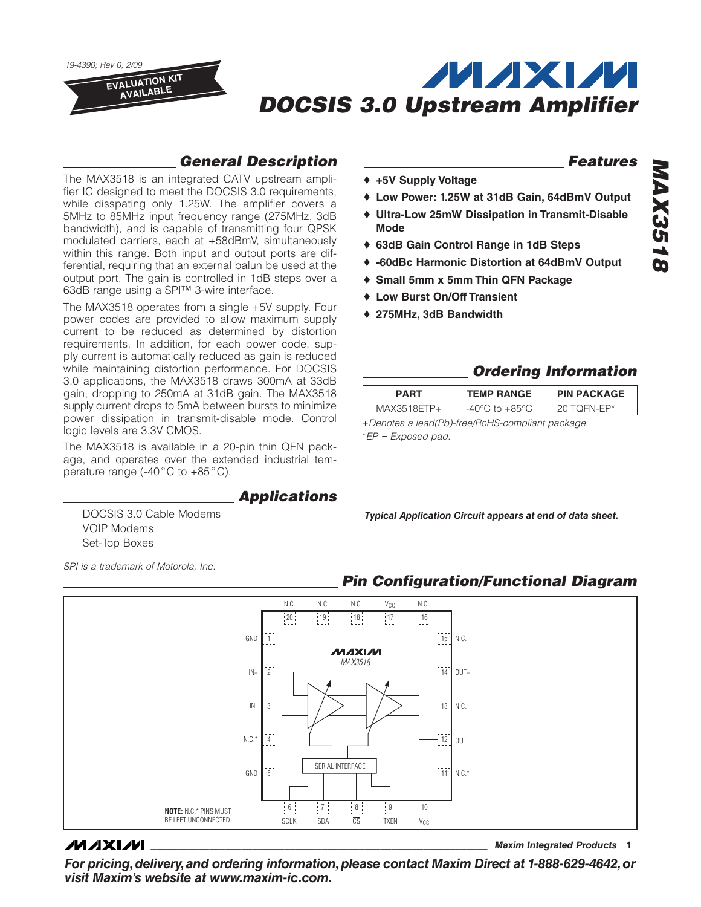19-4390; Rev 0; 2/09

EVALUATION KIT AVAILABLE

# DOCSIS 3.0 Upstream Amplifier

## General Description

The MAX3518 is an integrated CATV upstream amplifier IC designed to meet the DOCSIS 3.0 requirements, while disspating only 1.25W. The amplifier covers a 5MHz to 85MHz input frequency range (275MHz, 3dB bandwidth), and is capable of transmitting four QPSK modulated carriers, each at +58dBmV, simultaneously within this range. Both input and output ports are differential, requiring that an external balun be used at the output port. The gain is controlled in 1dB steps over a 63dB range using a SPI™ 3-wire interface.

The MAX3518 operates from a single +5V supply. Four power codes are provided to allow maximum supply current to be reduced as determined by distortion requirements. In addition, for each power code, supply current is automatically reduced as gain is reduced while maintaining distortion performance. For DOCSIS 3.0 applications, the MAX3518 draws 300mA at 33dB gain, dropping to 250mA at 31dB gain. The MAX3518 supply current drops to 5mA between bursts to minimize power dissipation in transmit-disable mode. Control logic levels are 3.3V CMOS.

The MAX3518 is available in a 20-pin thin QFN package, and operates over the extended industrial temperature range (-40°C to +85°C).

## Applications

DOCSIS 3.0 Cable Modems

VOIP Modems

Set-Top Boxes

*SPI is a trademark of Motorola, Inc.*

## Features

- ♦ +5V Supply Voltage
- ♦ Low Power: 1.25W at 31dB Gain, 64dBmV Output
- ♦ Ultra-Low 25mW Dissipation in Transmit-Disable Mode
- ♦ 63dB Gain Control Range in 1dB Steps
- ♦ -60dBc Harmonic Distortion at 64dBmV Output
- ♦ Small 5mm x 5mm Thin QFN Package
- ♦ Low Burst On/Off Transient
- ♦ 275MHz, 3dB Bandwidth

## Ordering Information

| PART | TEMP RANGE | PIN PACKAGE |
|---|---|---|
| MAX3518ETP+ | -40°C to +85°C | 20 TQFN-EP* |

*+Denotes a lead(Pb)-free/RoHS-compliant package.*

*\*EP = Exposed pad.*

***Typical Application Circuit appears at end of data sheet.***

## Pin Configuration/Functional Diagram

Pins: 1 GND, 2 IN+, 3 IN-, 4 N.C.*, 5 GND, 6 SCLK, 7 SDA, 8 $\overline{CS}$, 9 TXEN, 10 $V_{CC}$, 11 N.C.*, 12 OUT-, 13 N.C., 14 OUT+, 15 N.C., 16 N.C., 17 $V_{CC}$, 18 N.C., 19 N.C., 20 N.C.

MAX3518 — SERIAL INTERFACE

**NOTE:** N.C.* PINS MUST BE LEFT UNCONNECTED.

Maxim Integrated Products

***For pricing, delivery, and ordering information, please contact Maxim Direct at 1-888-629-4642, or visit Maxim's website at www.maxim-ic.com.***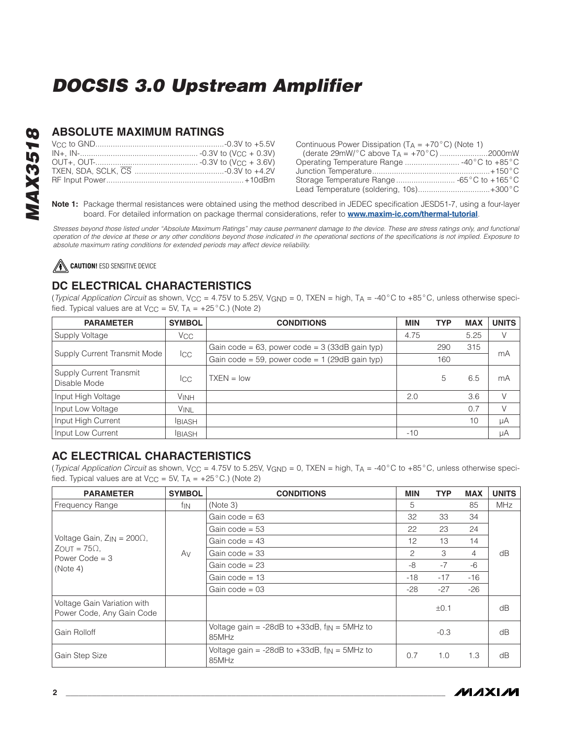## ABSOLUTE MAXIMUM RATINGS

$V_{CC}$ to GND..........................................................-0.3V to +5.5V
IN+, IN-..................................................... -0.3V to ($V_{CC}$ + 0.3V)
OUT+, OUT-.............................................. -0.3V to ($V_{CC}$ + 3.6V)
TXEN, SDA, SCLK, $\overline{CS}$ .........................................-0.3V to +4.2V
RF Input Power...............................................................+10dBm

Continuous Power Dissipation ($T_A$ = +70°C) (Note 1)
(derate 29mW/°C above $T_A$ = +70°C) ......................2000mW
Operating Temperature Range ......................... -40°C to +85°C
Junction Temperature......................................................+150°C
Storage Temperature Range........................... -65°C to +165°C
Lead Temperature (soldering, 10s).................................+300°C

**Note 1:** Package thermal resistances were obtained using the method described in JEDEC specification JESD51-7, using a four-layer board. For detailed information on package thermal considerations, refer to **www.maxim-ic.com/thermal-tutorial**.

*Stresses beyond those listed under "Absolute Maximum Ratings" may cause permanent damage to the device. These are stress ratings only, and functional operation of the device at these or any other conditions beyond those indicated in the operational sections of the specifications is not implied. Exposure to absolute maximum rating conditions for extended periods may affect device reliability.*

**CAUTION!** ESD SENSITIVE DEVICE

## DC ELECTRICAL CHARACTERISTICS

(*Typical Application Circuit* as shown, $V_{CC}$ = 4.75V to 5.25V, $V_{GND}$ = 0, TXEN = high, $T_A$ = -40°C to +85°C, unless otherwise specified. Typical values are at $V_{CC}$ = 5V, $T_A$ = +25°C.) (Note 2)

| PARAMETER | SYMBOL | CONDITIONS | MIN | TYP | MAX | UNITS |
|---|---|---|---|---|---|---|
| Supply Voltage | $V_{CC}$ | | 4.75 | | 5.25 | V |
| Supply Current Transmit Mode | $I_{CC}$ | Gain code = 63, power code = 3 (33dB gain typ) | | 290 | 315 | mA |
| | | Gain code = 59, power code = 1 (29dB gain typ) | | 160 | | |
| Supply Current Transmit Disable Mode | $I_{CC}$ | TXEN = low | | 5 | 6.5 | mA |
| Input High Voltage | $V_{INH}$ | | 2.0 | | 3.6 | V |
| Input Low Voltage | $V_{INL}$ | | | | 0.7 | V |
| Input High Current | $I_{BIASH}$ | | | | 10 | µA |
| Input Low Current | $I_{BIASH}$ | | -10 | | | µA |

## AC ELECTRICAL CHARACTERISTICS

(*Typical Application Circuit* as shown, $V_{CC}$ = 4.75V to 5.25V, $V_{GND}$ = 0, TXEN = high, $T_A$ = -40°C to +85°C, unless otherwise specified. Typical values are at $V_{CC}$ = 5V, $T_A$ = +25°C.) (Note 2)

| PARAMETER | SYMBOL | CONDITIONS | MIN | TYP | MAX | UNITS |
|---|---|---|---|---|---|---|
| Frequency Range | $f_{IN}$ | (Note 3) | 5 | | 85 | MHz |
| Voltage Gain, $Z_{IN}$ = 200Ω, $Z_{OUT}$ = 75Ω, Power Code = 3 (Note 4) | $A_V$ | Gain code = 63 | 32 | 33 | 34 | dB |
| | | Gain code = 53 | 22 | 23 | 24 | |
| | | Gain code = 43 | 12 | 13 | 14 | |
| | | Gain code = 33 | 2 | 3 | 4 | |
| | | Gain code = 23 | -8 | -7 | -6 | |
| | | Gain code = 13 | -18 | -17 | -16 | |
| | | Gain code = 03 | -28 | -27 | -26 | |
| Voltage Gain Variation with Power Code, Any Gain Code | | | | ±0.1 | | dB |
| Gain Rolloff | | Voltage gain = -28dB to +33dB, $f_{IN}$ = 5MHz to 85MHz | | -0.3 | | dB |
| Gain Step Size | | Voltage gain = -28dB to +33dB, $f_{IN}$ = 5MHz to 85MHz | 0.7 | 1.0 | 1.3 | dB |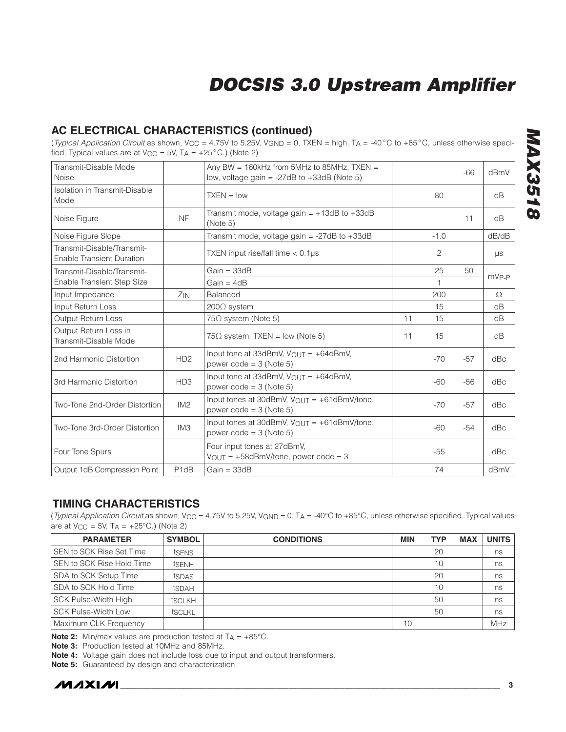## AC ELECTRICAL CHARACTERISTICS (continued)

(*Typical Application Circuit* as shown, $V_{CC}$ = 4.75V to 5.25V, $V_{GND}$ = 0, TXEN = high, $T_A$ = -40°C to +85°C, unless otherwise specified. Typical values are at $V_{CC}$ = 5V, $T_A$ = +25°C.) (Note 2)

| PARAMETER | SYMBOL | CONDITIONS | MIN | TYP | MAX | UNITS |
|---|---|---|---|---|---|---|
| Transmit-Disable Mode Noise | | Any BW = 160kHz from 5MHz to 85MHz, TXEN = low, voltage gain = -27dB to +33dB (Note 5) | | | -66 | dBmV |
| Isolation in Transmit-Disable Mode | | TXEN = low | | 80 | | dB |
| Noise Figure | NF | Transmit mode, voltage gain = +13dB to +33dB (Note 5) | | | 11 | dB |
| Noise Figure Slope | | Transmit mode, voltage gain = -27dB to +33dB | | -1.0 | | dB/dB |
| Transmit-Disable/Transmit-Enable Transient Duration | | TXEN input rise/fall time < 0.1µs | | 2 | | µs |
| Transmit-Disable/Transmit-Enable Transient Step Size | | Gain = 33dB | | 25 | 50 | $mV_{P-P}$ |
| | | Gain = 4dB | | 1 | | |
| Input Impedance | $Z_{IN}$ | Balanced | | 200 | | Ω |
| Input Return Loss | | 200Ω system | | 15 | | dB |
| Output Return Loss | | 75Ω system (Note 5) | 11 | 15 | | dB |
| Output Return Loss in Transmit-Disable Mode | | 75Ω system, TXEN = low (Note 5) | 11 | 15 | | dB |
| 2nd Harmonic Distortion | HD2 | Input tone at 33dBmV, $V_{OUT}$ = +64dBmV, power code = 3 (Note 5) | | -70 | -57 | dBc |
| 3rd Harmonic Distortion | HD3 | Input tone at 33dBmV, $V_{OUT}$ = +64dBmV, power code = 3 (Note 5) | | -60 | -56 | dBc |
| Two-Tone 2nd-Order Distortion | IM2 | Input tones at 30dBmV, $V_{OUT}$ = +61dBmV/tone, power code = 3 (Note 5) | | -70 | -57 | dBc |
| Two-Tone 3rd-Order Distortion | IM3 | Input tones at 30dBmV, $V_{OUT}$ = +61dBmV/tone, power code = 3 (Note 5) | | -60 | -54 | dBc |
| Four Tone Spurs | | Four input tones at 27dBmV, $V_{OUT}$ = +58dBmV/tone, power code = 3 | | -55 | | dBc |
| Output 1dB Compression Point | P1dB | Gain = 33dB | | 74 | | dBmV |

## TIMING CHARACTERISTICS

(*Typical Application Circuit* as shown, $V_{CC}$ = 4.75V to 5.25V, $V_{GND}$ = 0, $T_A$ = -40°C to +85°C, unless otherwise specified. Typical values are at $V_{CC}$ = 5V, $T_A$ = +25°C.) (Note 2)

| PARAMETER | SYMBOL | CONDITIONS | MIN | TYP | MAX | UNITS |
|---|---|---|---|---|---|---|
| SEN to SCK Rise Set Time | $t_{SENS}$ | | | 20 | | ns |
| SEN to SCK Rise Hold Time | $t_{SENH}$ | | | 10 | | ns |
| SDA to SCK Setup Time | $t_{SDAS}$ | | | 20 | | ns |
| SDA to SCK Hold Time | $t_{SDAH}$ | | | 10 | | ns |
| SCK Pulse-Width High | $t_{SCLKH}$ | | | 50 | | ns |
| SCK Pulse-Width Low | $t_{SCLKL}$ | | | 50 | | ns |
| Maximum CLK Frequency | | | 10 | | | MHz |

**Note 2:** Min/max values are production tested at $T_A$ = +85°C.

**Note 3:** Production tested at 10MHz and 85MHz.

**Note 4:** Voltage gain does not include loss due to input and output transformers.

**Note 5:** Guaranteed by design and characterization.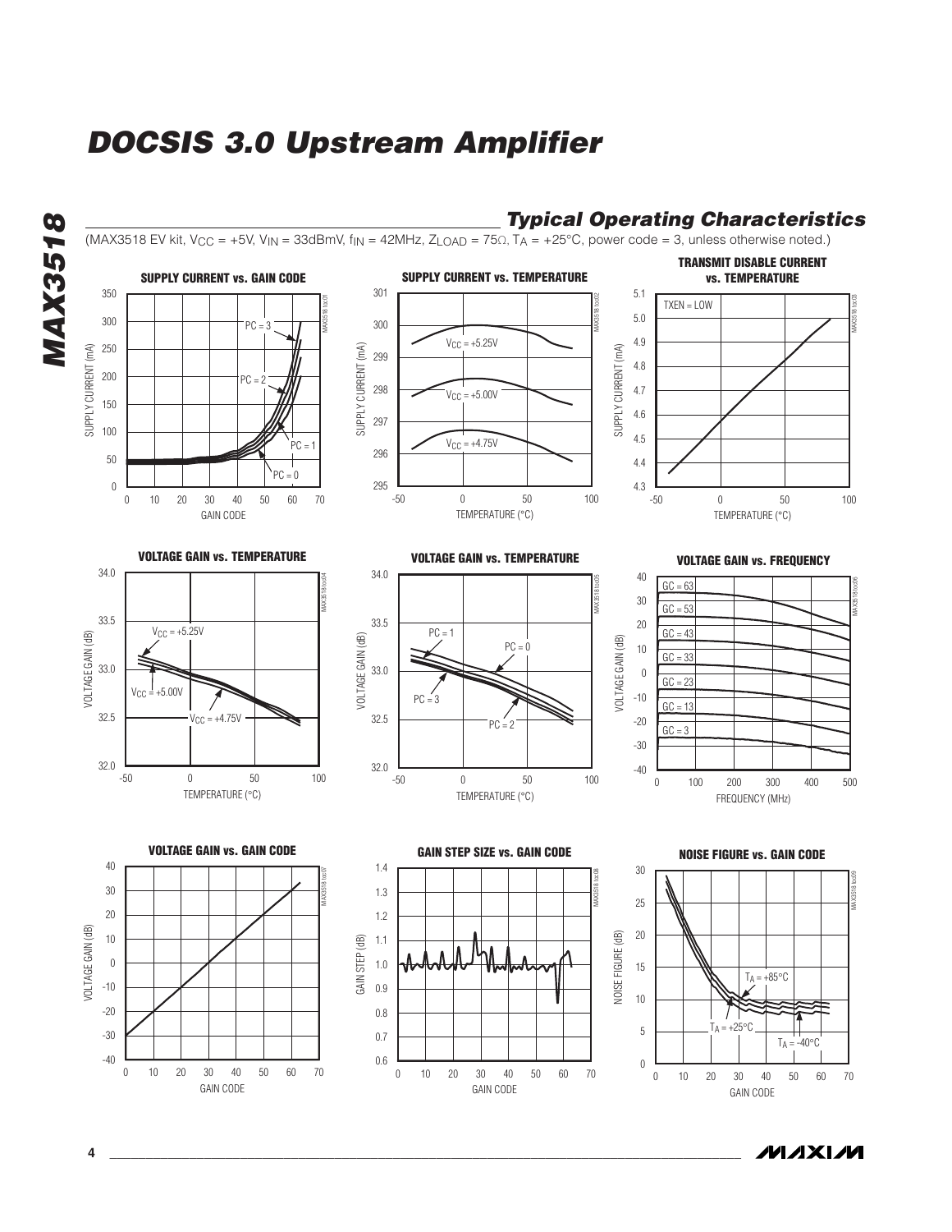## Typical Operating Characteristics

(MAX3518 EV kit, $V_{CC}$ = +5V, $V_{IN}$ = 33dBmV, $f_{IN}$ = 42MHz, $Z_{LOAD}$ = 75Ω, $T_A$ = +25°C, power code = 3, unless otherwise noted.)

**SUPPLY CURRENT vs. GAIN CODE**

**SUPPLY CURRENT vs. TEMPERATURE**

**TRANSMIT DISABLE CURRENT vs. TEMPERATURE**

**VOLTAGE GAIN vs. TEMPERATURE**

**VOLTAGE GAIN vs. TEMPERATURE**

**VOLTAGE GAIN vs. FREQUENCY**

**VOLTAGE GAIN vs. GAIN CODE**

**GAIN STEP SIZE vs. GAIN CODE**

**NOISE FIGURE vs. GAIN CODE**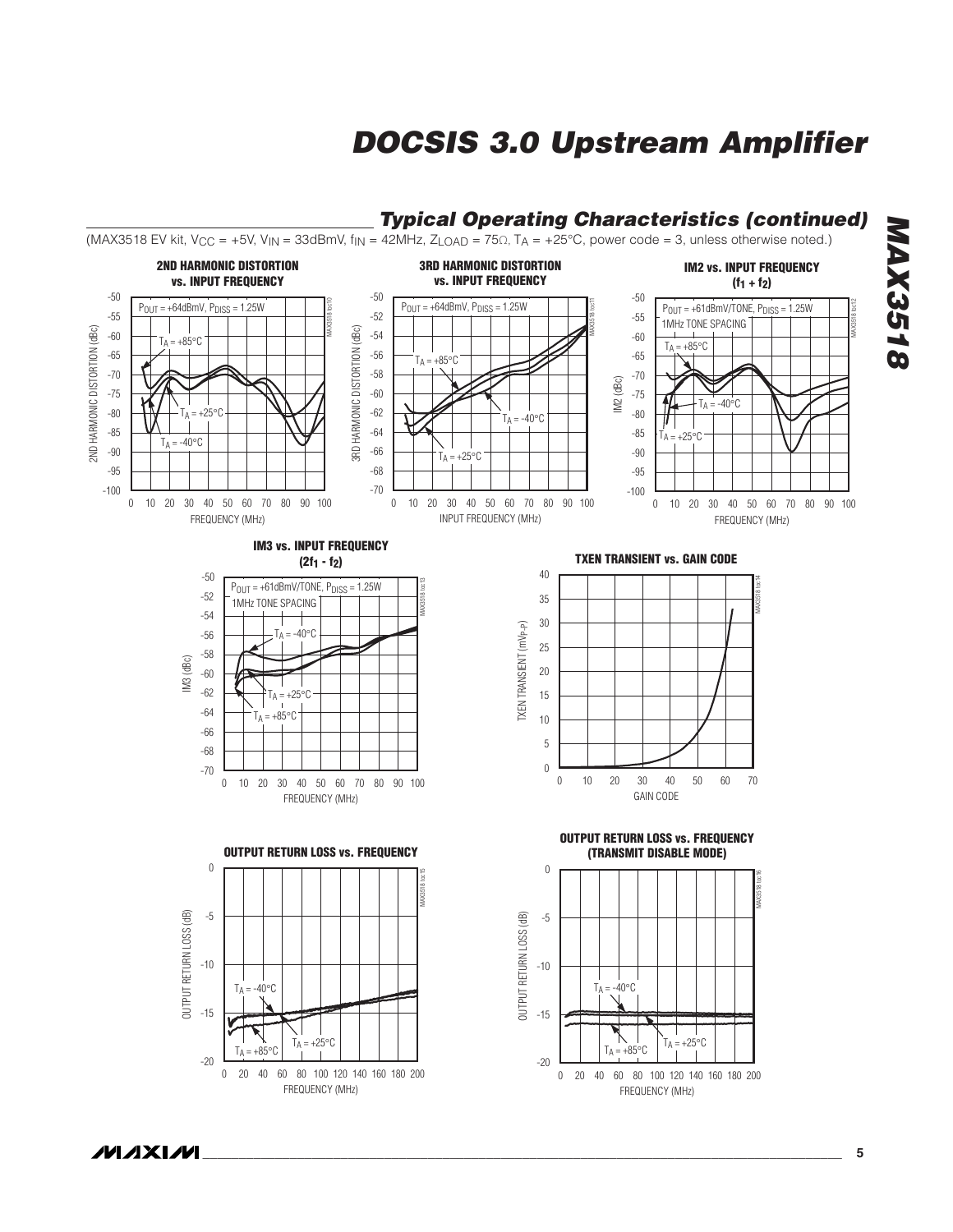## Typical Operating Characteristics (continued)

(MAX3518 EV kit, $V_{CC}$ = +5V, $V_{IN}$ = 33dBmV, $f_{IN}$ = 42MHz, $Z_{LOAD}$ = 75Ω, $T_A$ = +25°C, power code = 3, unless otherwise noted.)

**2ND HARMONIC DISTORTION vs. INPUT FREQUENCY**

$P_{OUT}$ = +64dBmV, $P_{DISS}$ = 1.25W

**3RD HARMONIC DISTORTION vs. INPUT FREQUENCY**

$P_{OUT}$ = +64dBmV, $P_{DISS}$ = 1.25W

**IM2 vs. INPUT FREQUENCY ($f_1 + f_2$)**

$P_{OUT}$ = +61dBmV/TONE, $P_{DISS}$ = 1.25W, 1MHz TONE SPACING

**IM3 vs. INPUT FREQUENCY ($2f_1 - f_2$)**

$P_{OUT}$ = +61dBmV/TONE, $P_{DISS}$ = 1.25W, 1MHz TONE SPACING

**TXEN TRANSIENT vs. GAIN CODE**

**OUTPUT RETURN LOSS vs. FREQUENCY**

**OUTPUT RETURN LOSS vs. FREQUENCY (TRANSMIT DISABLE MODE)**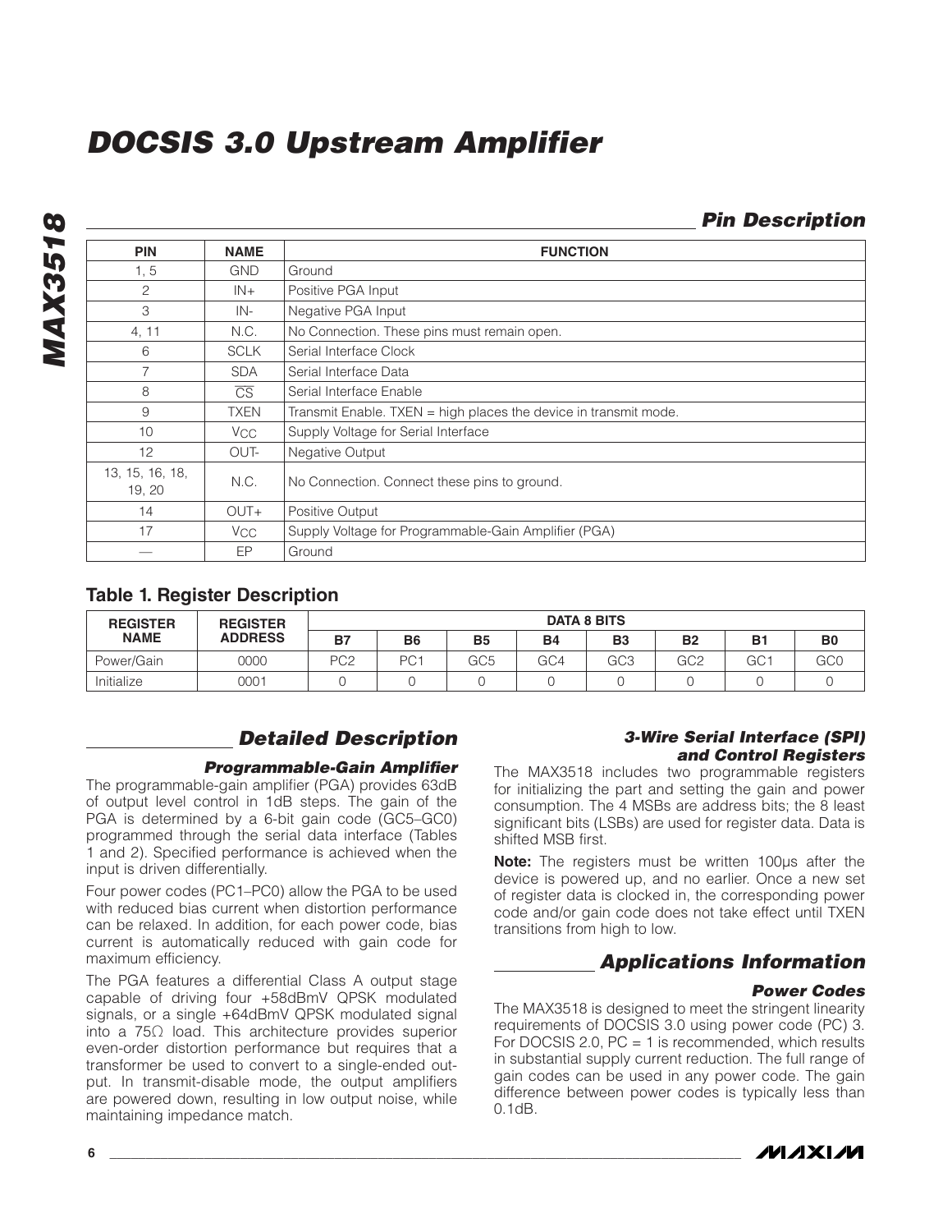# DOCSIS 3.0 Upstream Amplifier

## Pin Description

| PIN | NAME | FUNCTION |
|---|---|---|
| 1, 5 | GND | Ground |
| 2 | IN+ | Positive PGA Input |
| 3 | IN- | Negative PGA Input |
| 4, 11 | N.C. | No Connection. These pins must remain open. |
| 6 | SCLK | Serial Interface Clock |
| 7 | SDA | Serial Interface Data |
| 8 | $\overline{CS}$ | Serial Interface Enable |
| 9 | TXEN | Transmit Enable. TXEN = high places the device in transmit mode. |
| 10 | $V_{CC}$ | Supply Voltage for Serial Interface |
| 12 | OUT- | Negative Output |
| 13, 15, 16, 18, 19, 20 | N.C. | No Connection. Connect these pins to ground. |
| 14 | OUT+ | Positive Output |
| 17 | $V_{CC}$ | Supply Voltage for Programmable-Gain Amplifier (PGA) |
| — | EP | Ground |

### Table 1. Register Description

| REGISTER NAME | REGISTER ADDRESS | DATA 8 BITS | | | | | | | |
|---|---|---|---|---|---|---|---|---|---|
| | | B7 | B6 | B5 | B4 | B3 | B2 | B1 | B0 |
| Power/Gain | 0000 | PC2 | PC1 | GC5 | GC4 | GC3 | GC2 | GC1 | GC0 |
| Initialize | 0001 | 0 | 0 | 0 | 0 | 0 | 0 | 0 | 0 |

## Detailed Description

### Programmable-Gain Amplifier

The programmable-gain amplifier (PGA) provides 63dB of output level control in 1dB steps. The gain of the PGA is determined by a 6-bit gain code (GC5–GC0) programmed through the serial data interface (Tables 1 and 2). Specified performance is achieved when the input is driven differentially.

Four power codes (PC1–PC0) allow the PGA to be used with reduced bias current when distortion performance can be relaxed. In addition, for each power code, bias current is automatically reduced with gain code for maximum efficiency.

The PGA features a differential Class A output stage capable of driving four +58dBmV QPSK modulated signals, or a single +64dBmV QPSK modulated signal into a 75Ω load. This architecture provides superior even-order distortion performance but requires that a transformer be used to convert to a single-ended output. In transmit-disable mode, the output amplifiers are powered down, resulting in low output noise, while maintaining impedance match.

### 3-Wire Serial Interface (SPI) and Control Registers

The MAX3518 includes two programmable registers for initializing the part and setting the gain and power consumption. The 4 MSBs are address bits; the 8 least significant bits (LSBs) are used for register data. Data is shifted MSB first.

**Note:** The registers must be written 100µs after the device is powered up, and no earlier. Once a new set of register data is clocked in, the corresponding power code and/or gain code does not take effect until TXEN transitions from high to low.

## Applications Information

### Power Codes

The MAX3518 is designed to meet the stringent linearity requirements of DOCSIS 3.0 using power code (PC) 3. For DOCSIS 2.0, PC = 1 is recommended, which results in substantial supply current reduction. The full range of gain codes can be used in any power code. The gain difference between power codes is typically less than 0.1dB.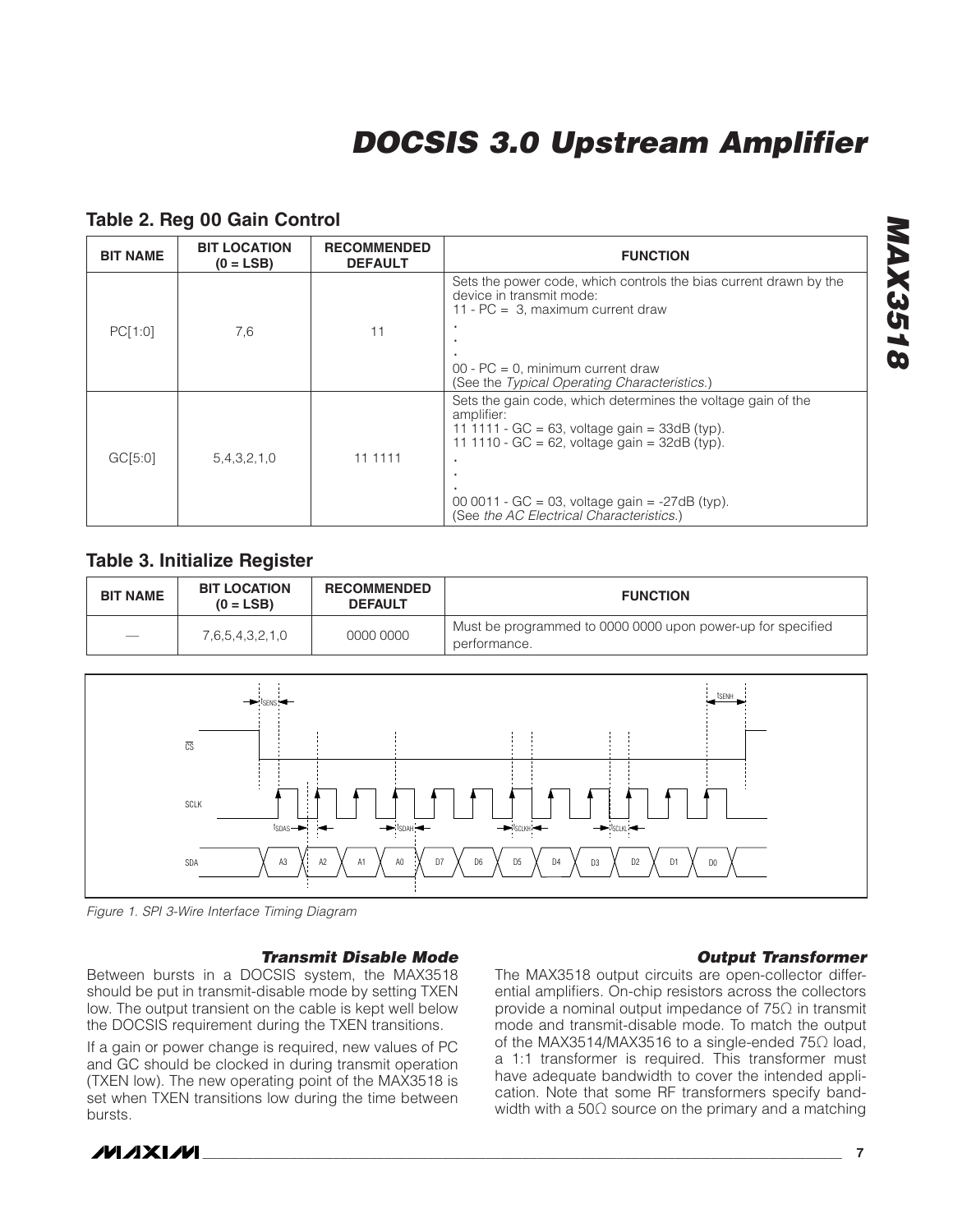### Table 2. Reg 00 Gain Control

| BIT NAME | BIT LOCATION (0 = LSB) | RECOMMENDED DEFAULT | FUNCTION |
|---|---|---|---|
| PC[1:0] | 7,6 | 11 | Sets the power code, which controls the bias current drawn by the device in transmit mode: 11 - PC = 3, maximum current draw . . . 00 - PC = 0, minimum current draw (See the *Typical Operating Characteristics*.) |
| GC[5:0] | 5,4,3,2,1,0 | 11 1111 | Sets the gain code, which determines the voltage gain of the amplifier: 11 1111 - GC = 63, voltage gain = 33dB (typ). 11 1110 - GC = 62, voltage gain = 32dB (typ). . . . 00 0011 - GC = 03, voltage gain = -27dB (typ). (See *the AC Electrical Characteristics*.) |

### Table 3. Initialize Register

| BIT NAME | BIT LOCATION (0 = LSB) | RECOMMENDED DEFAULT | FUNCTION |
|---|---|---|---|
| — | 7,6,5,4,3,2,1,0 | 0000 0000 | Must be programmed to 0000 0000 upon power-up for specified performance. |

*Figure 1. SPI 3-Wire Interface Timing Diagram*

### Transmit Disable Mode

Between bursts in a DOCSIS system, the MAX3518 should be put in transmit-disable mode by setting TXEN low. The output transient on the cable is kept well below the DOCSIS requirement during the TXEN transitions.

If a gain or power change is required, new values of PC and GC should be clocked in during transmit operation (TXEN low). The new operating point of the MAX3518 is set when TXEN transitions low during the time between bursts.

### Output Transformer

The MAX3518 output circuits are open-collector differential amplifiers. On-chip resistors across the collectors provide a nominal output impedance of 75Ω in transmit mode and transmit-disable mode. To match the output of the MAX3514/MAX3516 to a single-ended 75Ω load, a 1:1 transformer is required. This transformer must have adequate bandwidth to cover the intended application. Note that some RF transformers specify bandwidth with a 50Ω source on the primary and a matching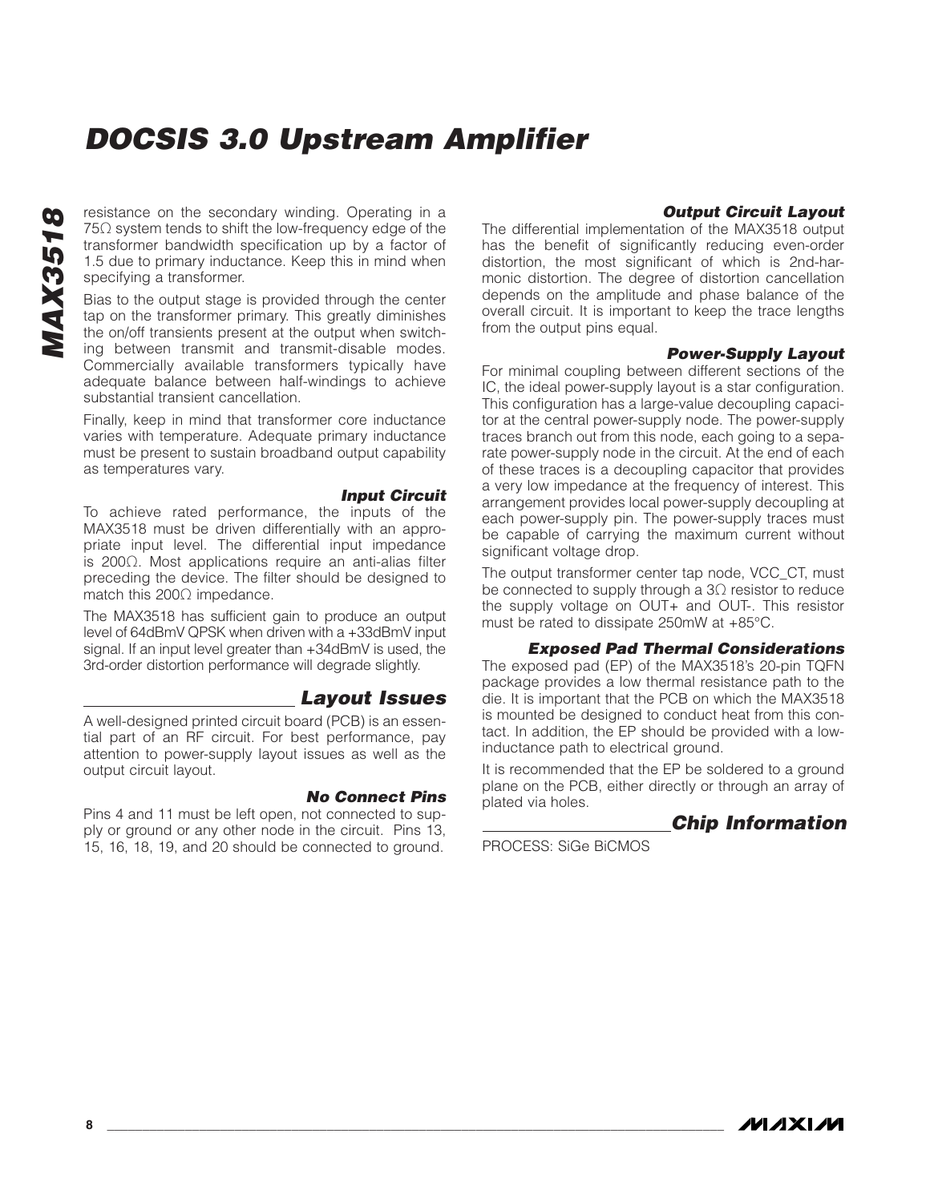resistance on the secondary winding. Operating in a 75Ω system tends to shift the low-frequency edge of the transformer bandwidth specification up by a factor of 1.5 due to primary inductance. Keep this in mind when specifying a transformer.

Bias to the output stage is provided through the center tap on the transformer primary. This greatly diminishes the on/off transients present at the output when switching between transmit and transmit-disable modes. Commercially available transformers typically have adequate balance between half-windings to achieve substantial transient cancellation.

Finally, keep in mind that transformer core inductance varies with temperature. Adequate primary inductance must be present to sustain broadband output capability as temperatures vary.

### Input Circuit

To achieve rated performance, the inputs of the MAX3518 must be driven differentially with an appropriate input level. The differential input impedance is 200Ω. Most applications require an anti-alias filter preceding the device. The filter should be designed to match this 200Ω impedance.

The MAX3518 has sufficient gain to produce an output level of 64dBmV QPSK when driven with a +33dBmV input signal. If an input level greater than +34dBmV is used, the 3rd-order distortion performance will degrade slightly.

## Layout Issues

A well-designed printed circuit board (PCB) is an essential part of an RF circuit. For best performance, pay attention to power-supply layout issues as well as the output circuit layout.

### No Connect Pins

Pins 4 and 11 must be left open, not connected to supply or ground or any other node in the circuit. Pins 13, 15, 16, 18, 19, and 20 should be connected to ground.

### Output Circuit Layout

The differential implementation of the MAX3518 output has the benefit of significantly reducing even-order distortion, the most significant of which is 2nd-harmonic distortion. The degree of distortion cancellation depends on the amplitude and phase balance of the overall circuit. It is important to keep the trace lengths from the output pins equal.

### Power-Supply Layout

For minimal coupling between different sections of the IC, the ideal power-supply layout is a star configuration. This configuration has a large-value decoupling capacitor at the central power-supply node. The power-supply traces branch out from this node, each going to a separate power-supply node in the circuit. At the end of each of these traces is a decoupling capacitor that provides a very low impedance at the frequency of interest. This arrangement provides local power-supply decoupling at each power-supply pin. The power-supply traces must be capable of carrying the maximum current without significant voltage drop.

The output transformer center tap node, VCC_CT, must be connected to supply through a 3Ω resistor to reduce the supply voltage on OUT+ and OUT-. This resistor must be rated to dissipate 250mW at +85°C.

### Exposed Pad Thermal Considerations

The exposed pad (EP) of the MAX3518's 20-pin TQFN package provides a low thermal resistance path to the die. It is important that the PCB on which the MAX3518 is mounted be designed to conduct heat from this contact. In addition, the EP should be provided with a low-inductance path to electrical ground.

It is recommended that the EP be soldered to a ground plane on the PCB, either directly or through an array of plated via holes.

## Chip Information

PROCESS: SiGe BiCMOS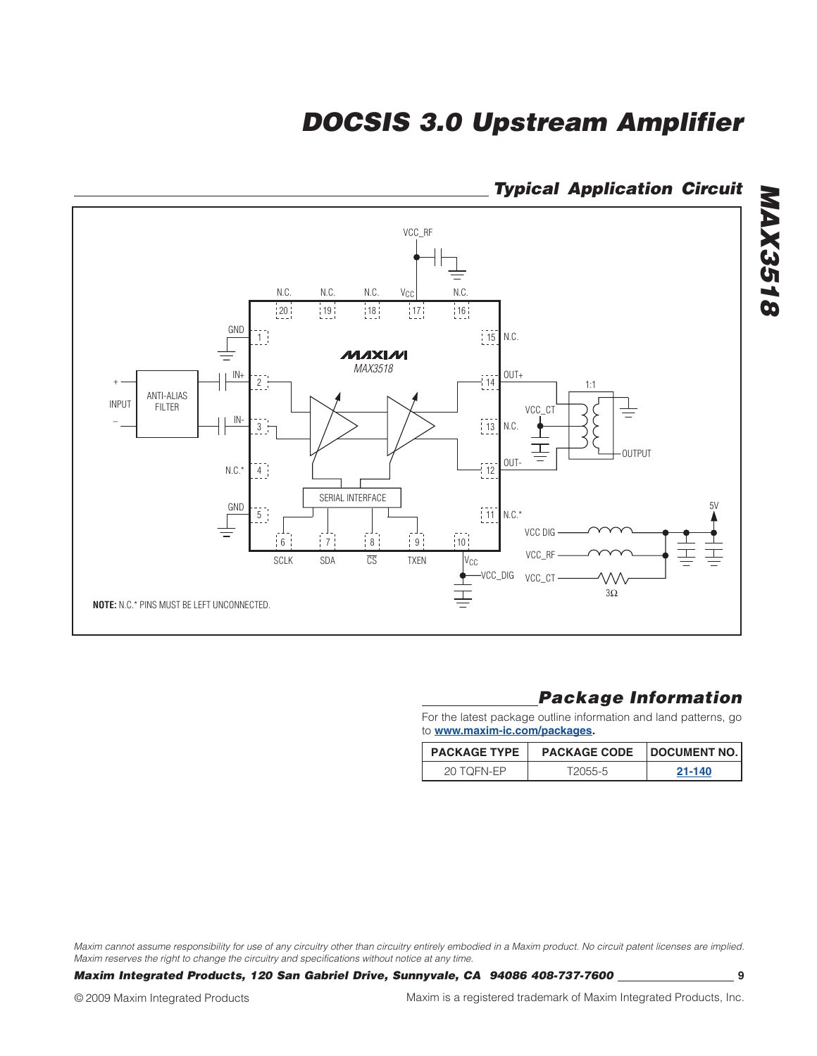## Typical Application Circuit

VCC_RF

N.C. N.C. N.C. VCC N.C.

20 19 18 17 16

GND 1

IN+ 2

IN- 3

N.C.* 4

GND 5

+ INPUT –

ANTI-ALIAS FILTER

MAXIM MAX3518

SERIAL INTERFACE

6 7 8 9 10

SCLK SDA CS TXEN VCC

VCC_DIG

15 N.C.

14 OUT+

13 N.C.

12 OUT-

11 N.C.*

1:1

VCC_CT

OUTPUT

5V

VCC DIG

VCC_RF

VCC_CT

3Ω

**NOTE:** N.C.* PINS MUST BE LEFT UNCONNECTED.

## Package Information

For the latest package outline information and land patterns, go to **www.maxim-ic.com/packages.**

| PACKAGE TYPE | PACKAGE CODE | DOCUMENT NO. |
|---|---|---|
| 20 TQFN-EP | T2055-5 | 21-140 |

*Maxim cannot assume responsibility for use of any circuitry other than circuitry entirely embodied in a Maxim product. No circuit patent licenses are implied. Maxim reserves the right to change the circuitry and specifications without notice at any time.*

***Maxim Integrated Products, 120 San Gabriel Drive, Sunnyvale, CA 94086 408-737-7600***

© 2009 Maxim Integrated Products

Maxim is a registered trademark of Maxim Integrated Products, Inc.